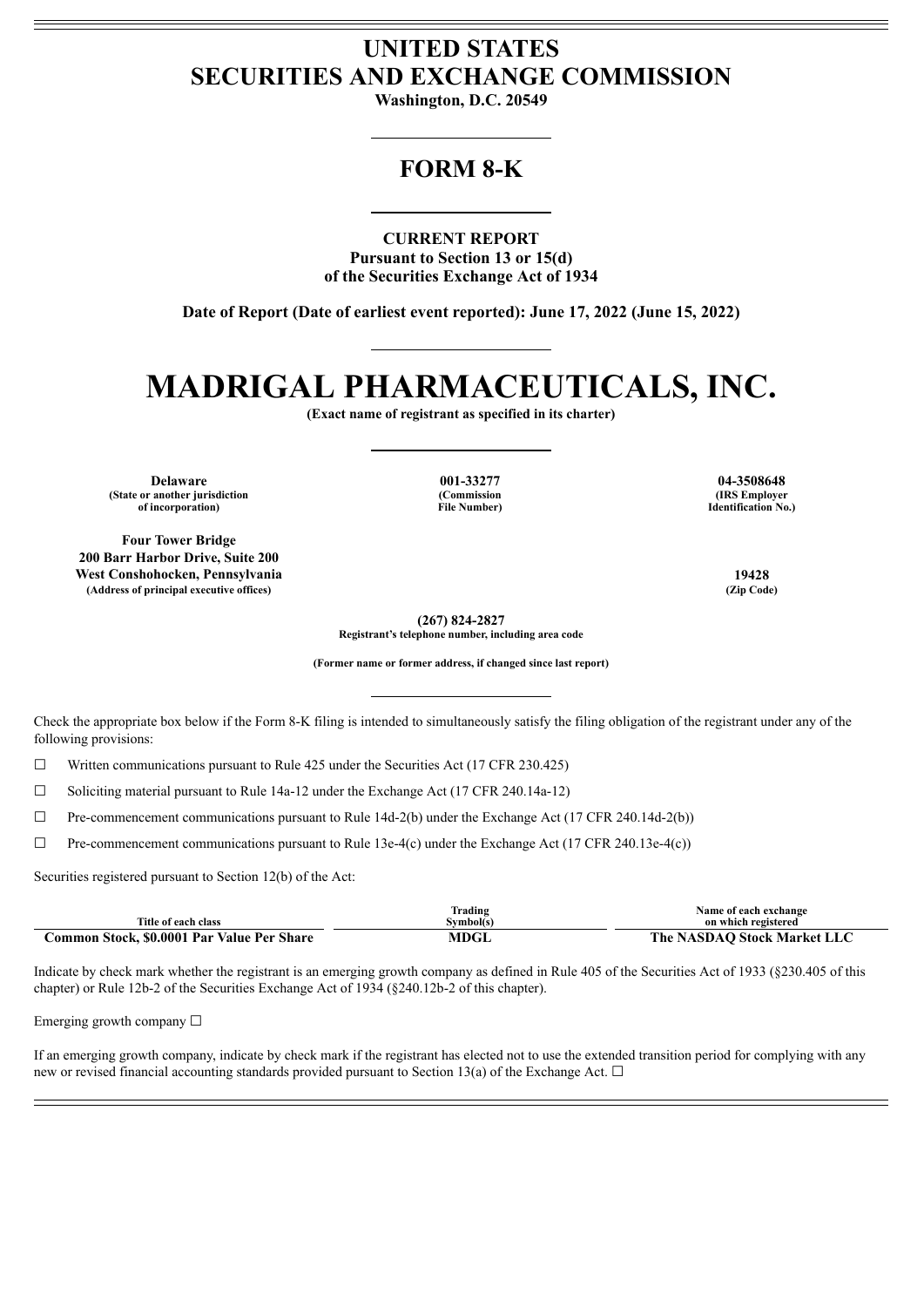# UNITED STATES
# SECURITIES AND EXCHANGE COMMISSION

**Washington, D.C. 20549**

## FORM 8-K

**CURRENT REPORT**
**Pursuant to Section 13 or 15(d)**
**of the Securities Exchange Act of 1934**

**Date of Report (Date of earliest event reported): June 17, 2022 (June 15, 2022)**

# MADRIGAL PHARMACEUTICALS, INC.

**(Exact name of registrant as specified in its charter)**

| **Delaware** | **001-33277** | **04-3508648** |
|---|---|---|
| **(State or another jurisdiction of incorporation)** | **(Commission File Number)** | **(IRS Employer Identification No.)** |

| **Four Tower Bridge**<br>**200 Barr Harbor Drive, Suite 200**<br>**West Conshohocken, Pennsylvania** | **19428** |
|---|---|
| **(Address of principal executive offices)** | **(Zip Code)** |

**(267) 824-2827**
**Registrant's telephone number, including area code**

**(Former name or former address, if changed since last report)**

Check the appropriate box below if the Form 8-K filing is intended to simultaneously satisfy the filing obligation of the registrant under any of the following provisions:

☐ Written communications pursuant to Rule 425 under the Securities Act (17 CFR 230.425)

☐ Soliciting material pursuant to Rule 14a-12 under the Exchange Act (17 CFR 240.14a-12)

☐ Pre-commencement communications pursuant to Rule 14d-2(b) under the Exchange Act (17 CFR 240.14d-2(b))

☐ Pre-commencement communications pursuant to Rule 13e-4(c) under the Exchange Act (17 CFR 240.13e-4(c))

Securities registered pursuant to Section 12(b) of the Act:

| Title of each class | Trading Symbol(s) | Name of each exchange on which registered |
|---|---|---|
| **Common Stock, $0.0001 Par Value Per Share** | **MDGL** | **The NASDAQ Stock Market LLC** |

Indicate by check mark whether the registrant is an emerging growth company as defined in Rule 405 of the Securities Act of 1933 (§230.405 of this chapter) or Rule 12b-2 of the Securities Exchange Act of 1934 (§240.12b-2 of this chapter).

Emerging growth company ☐

If an emerging growth company, indicate by check mark if the registrant has elected not to use the extended transition period for complying with any new or revised financial accounting standards provided pursuant to Section 13(a) of the Exchange Act. ☐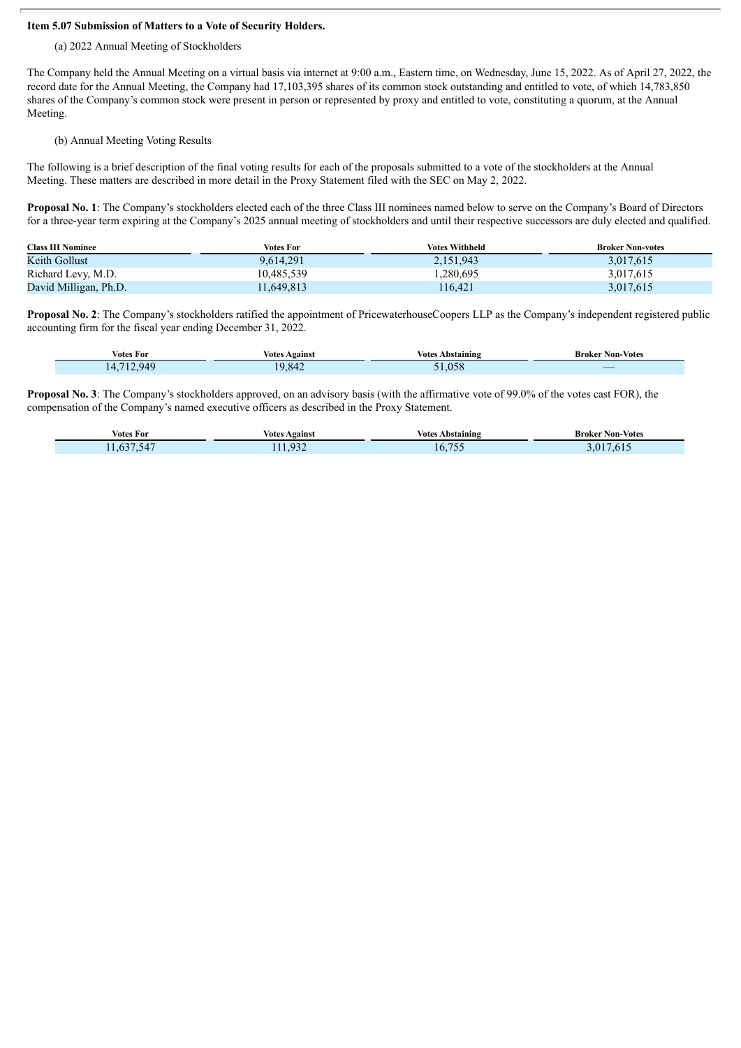**Item 5.07 Submission of Matters to a Vote of Security Holders.**

(a) 2022 Annual Meeting of Stockholders

The Company held the Annual Meeting on a virtual basis via internet at 9:00 a.m., Eastern time, on Wednesday, June 15, 2022. As of April 27, 2022, the record date for the Annual Meeting, the Company had 17,103,395 shares of its common stock outstanding and entitled to vote, of which 14,783,850 shares of the Company's common stock were present in person or represented by proxy and entitled to vote, constituting a quorum, at the Annual Meeting.

(b) Annual Meeting Voting Results

The following is a brief description of the final voting results for each of the proposals submitted to a vote of the stockholders at the Annual Meeting. These matters are described in more detail in the Proxy Statement filed with the SEC on May 2, 2022.

**Proposal No. 1**: The Company's stockholders elected each of the three Class III nominees named below to serve on the Company's Board of Directors for a three-year term expiring at the Company's 2025 annual meeting of stockholders and until their respective successors are duly elected and qualified.

| Class III Nominee | Votes For | Votes Withheld | Broker Non-votes |
|---|---|---|---|
| Keith Gollust | 9,614,291 | 2,151,943 | 3,017,615 |
| Richard Levy, M.D. | 10,485,539 | 1,280,695 | 3,017,615 |
| David Milligan, Ph.D. | 11,649,813 | 116,421 | 3,017,615 |

**Proposal No. 2**: The Company's stockholders ratified the appointment of PricewaterhouseCoopers LLP as the Company's independent registered public accounting firm for the fiscal year ending December 31, 2022.

| Votes For | Votes Against | Votes Abstaining | Broker Non-Votes |
|---|---|---|---|
| 14,712,949 | 19,842 | 51,058 | — |

**Proposal No. 3**: The Company's stockholders approved, on an advisory basis (with the affirmative vote of 99.0% of the votes cast FOR), the compensation of the Company's named executive officers as described in the Proxy Statement.

| Votes For | Votes Against | Votes Abstaining | Broker Non-Votes |
|---|---|---|---|
| 11,637,547 | 111,932 | 16,755 | 3,017,615 |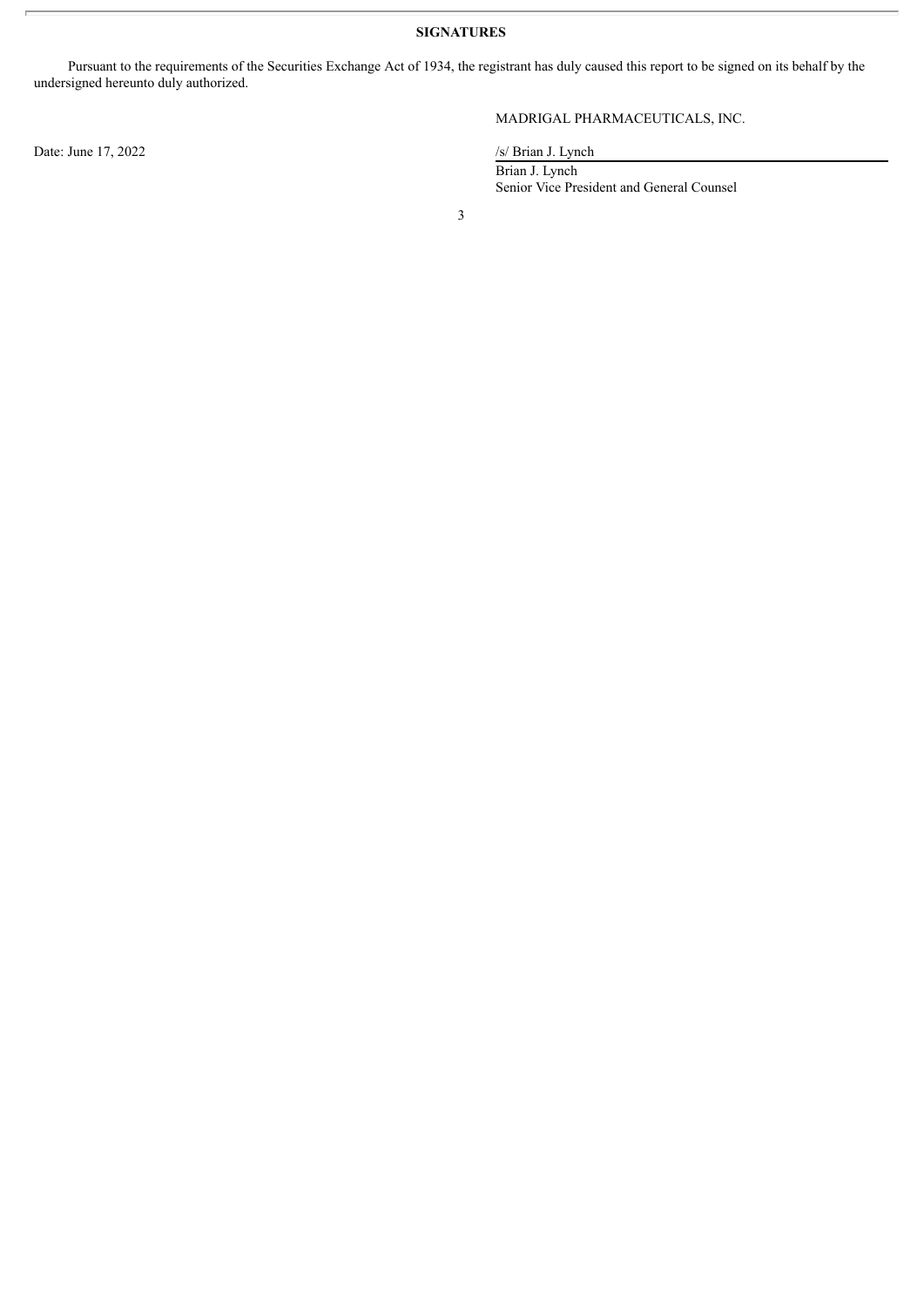**SIGNATURES**

Pursuant to the requirements of the Securities Exchange Act of 1934, the registrant has duly caused this report to be signed on its behalf by the undersigned hereunto duly authorized.

| | |
|---|---|
| | MADRIGAL PHARMACEUTICALS, INC. |
| Date: June 17, 2022 | /s/ Brian J. Lynch |
| | Brian J. Lynch |
| | Senior Vice President and General Counsel |